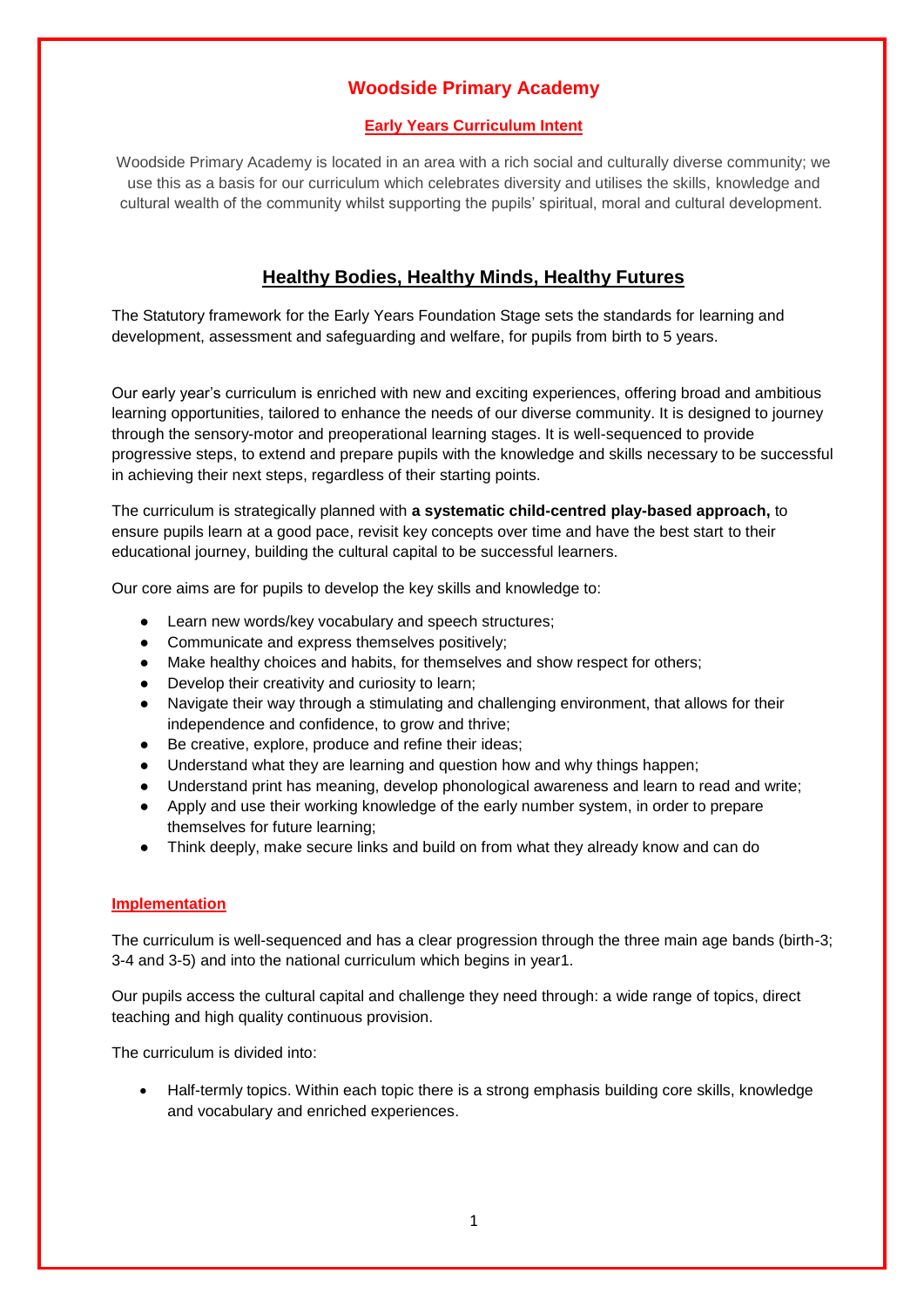# Woodside Primary Academy

## Early Years Curriculum Intent

Woodside Primary Academy is located in an area with a rich social and culturally diverse community; we use this as a basis for our curriculum which celebrates diversity and utilises the skills, knowledge and cultural wealth of the community whilst supporting the pupils' spiritual, moral and cultural development.

## Healthy Bodies, Healthy Minds, Healthy Futures

The Statutory framework for the Early Years Foundation Stage sets the standards for learning and development, assessment and safeguarding and welfare, for pupils from birth to 5 years.

Our early year's curriculum is enriched with new and exciting experiences, offering broad and ambitious learning opportunities, tailored to enhance the needs of our diverse community. It is designed to journey through the sensory-motor and preoperational learning stages. It is well-sequenced to provide progressive steps, to extend and prepare pupils with the knowledge and skills necessary to be successful in achieving their next steps, regardless of their starting points.

The curriculum is strategically planned with **a systematic child-centred play-based approach,** to ensure pupils learn at a good pace, revisit key concepts over time and have the best start to their educational journey, building the cultural capital to be successful learners.

Our core aims are for pupils to develop the key skills and knowledge to:

- Learn new words/key vocabulary and speech structures;
- Communicate and express themselves positively;
- Make healthy choices and habits, for themselves and show respect for others;
- Develop their creativity and curiosity to learn;
- Navigate their way through a stimulating and challenging environment, that allows for their independence and confidence, to grow and thrive;
- Be creative, explore, produce and refine their ideas;
- Understand what they are learning and question how and why things happen;
- Understand print has meaning, develop phonological awareness and learn to read and write;
- Apply and use their working knowledge of the early number system, in order to prepare themselves for future learning;
- Think deeply, make secure links and build on from what they already know and can do

### Implementation

The curriculum is well-sequenced and has a clear progression through the three main age bands (birth-3; 3-4 and 3-5) and into the national curriculum which begins in year1.

Our pupils access the cultural capital and challenge they need through: a wide range of topics, direct teaching and high quality continuous provision.

The curriculum is divided into:

- Half-termly topics. Within each topic there is a strong emphasis building core skills, knowledge and vocabulary and enriched experiences.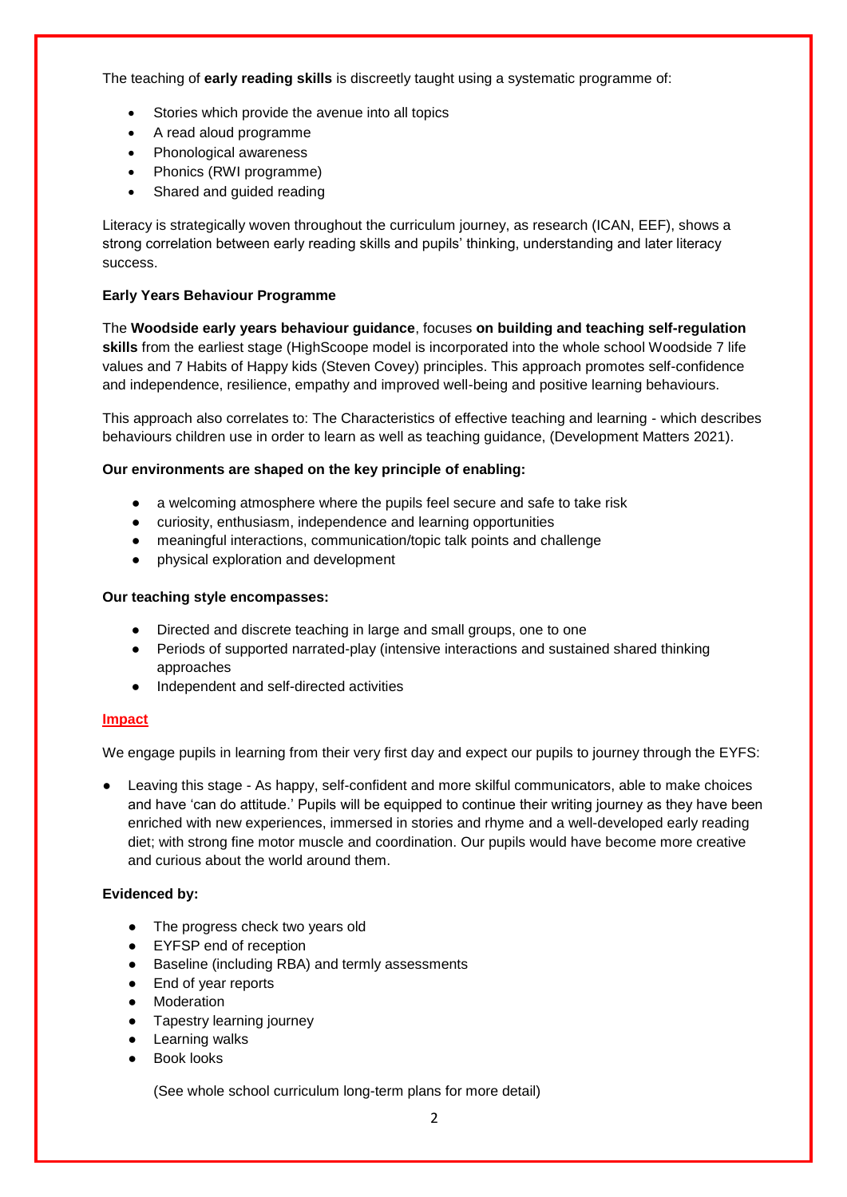The teaching of **early reading skills** is discreetly taught using a systematic programme of:

- Stories which provide the avenue into all topics
- A read aloud programme
- Phonological awareness
- Phonics (RWI programme)
- Shared and guided reading

Literacy is strategically woven throughout the curriculum journey, as research (ICAN, EEF), shows a strong correlation between early reading skills and pupils' thinking, understanding and later literacy success.

**Early Years Behaviour Programme**

The **Woodside early years behaviour guidance**, focuses **on building and teaching self-regulation skills** from the earliest stage (HighScoope model is incorporated into the whole school Woodside 7 life values and 7 Habits of Happy kids (Steven Covey) principles. This approach promotes self-confidence and independence, resilience, empathy and improved well-being and positive learning behaviours.

This approach also correlates to: The Characteristics of effective teaching and learning - which describes behaviours children use in order to learn as well as teaching guidance, (Development Matters 2021).

**Our environments are shaped on the key principle of enabling:**

- a welcoming atmosphere where the pupils feel secure and safe to take risk
- curiosity, enthusiasm, independence and learning opportunities
- meaningful interactions, communication/topic talk points and challenge
- physical exploration and development

**Our teaching style encompasses:**

- Directed and discrete teaching in large and small groups, one to one
- Periods of supported narrated-play (intensive interactions and sustained shared thinking approaches
- Independent and self-directed activities

**Impact**

We engage pupils in learning from their very first day and expect our pupils to journey through the EYFS:

- Leaving this stage - As happy, self-confident and more skilful communicators, able to make choices and have 'can do attitude.' Pupils will be equipped to continue their writing journey as they have been enriched with new experiences, immersed in stories and rhyme and a well-developed early reading diet; with strong fine motor muscle and coordination. Our pupils would have become more creative and curious about the world around them.

**Evidenced by:**

- The progress check two years old
- EYFSP end of reception
- Baseline (including RBA) and termly assessments
- End of year reports
- Moderation
- Tapestry learning journey
- Learning walks
- Book looks

(See whole school curriculum long-term plans for more detail)